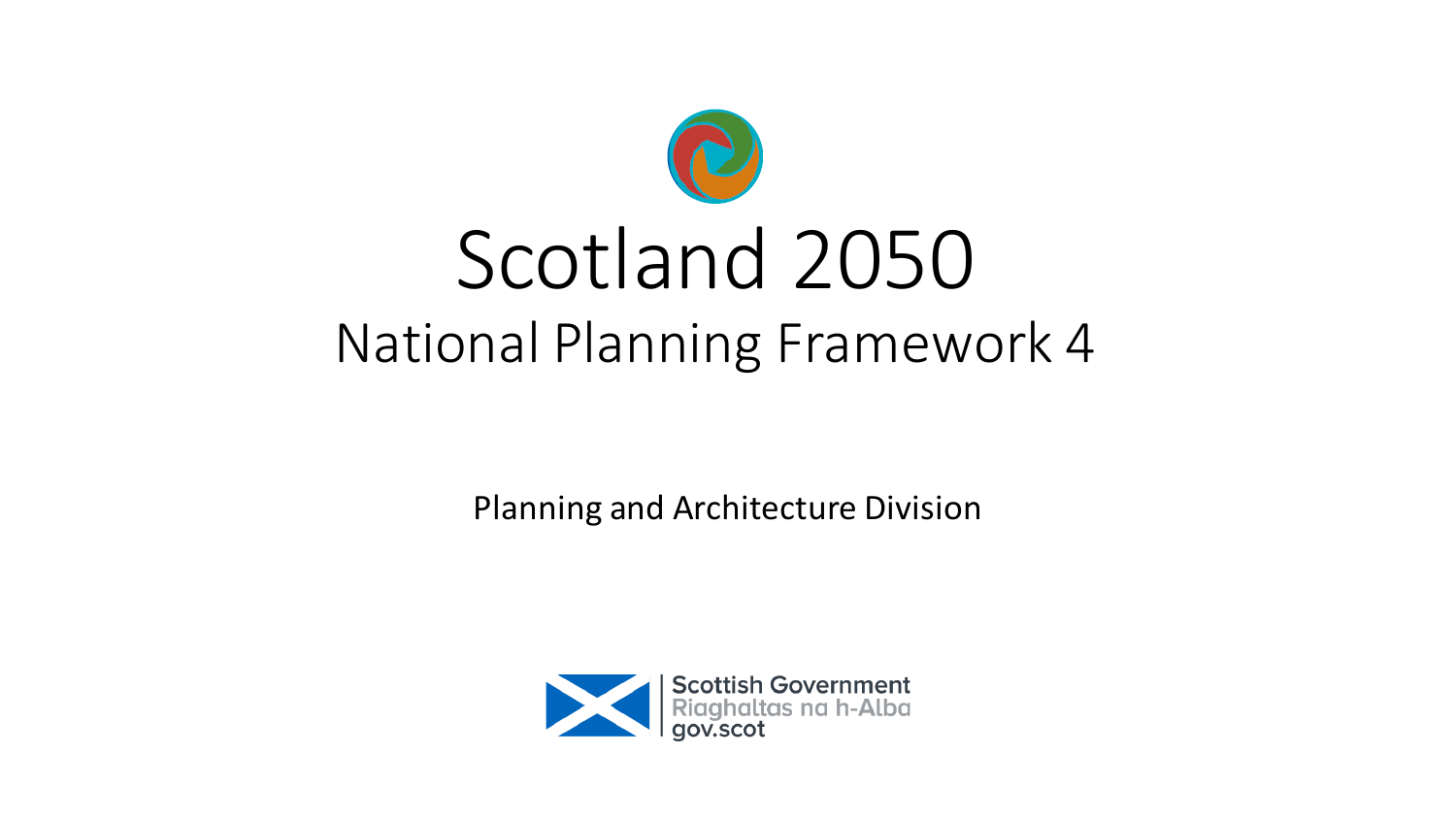# Scotland 2050

## National Planning Framework 4

Planning and Architecture Division

Scottish Government
Riaghaltas na h-Alba
gov.scot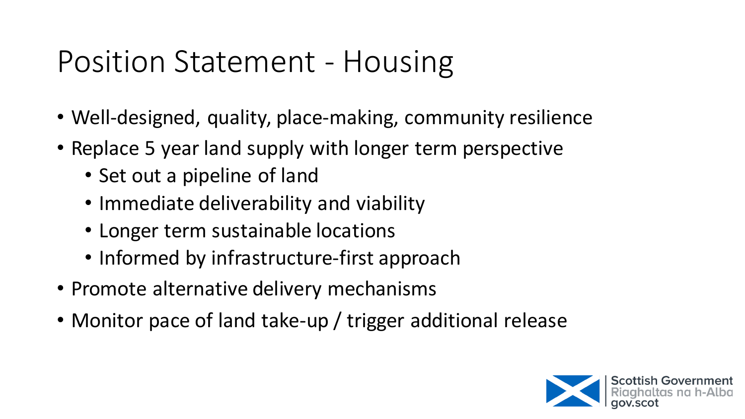# Position Statement - Housing

- Well-designed, quality, place-making, community resilience
- Replace 5 year land supply with longer term perspective
  - Set out a pipeline of land
  - Immediate deliverability and viability
  - Longer term sustainable locations
  - Informed by infrastructure-first approach
- Promote alternative delivery mechanisms
- Monitor pace of land take-up / trigger additional release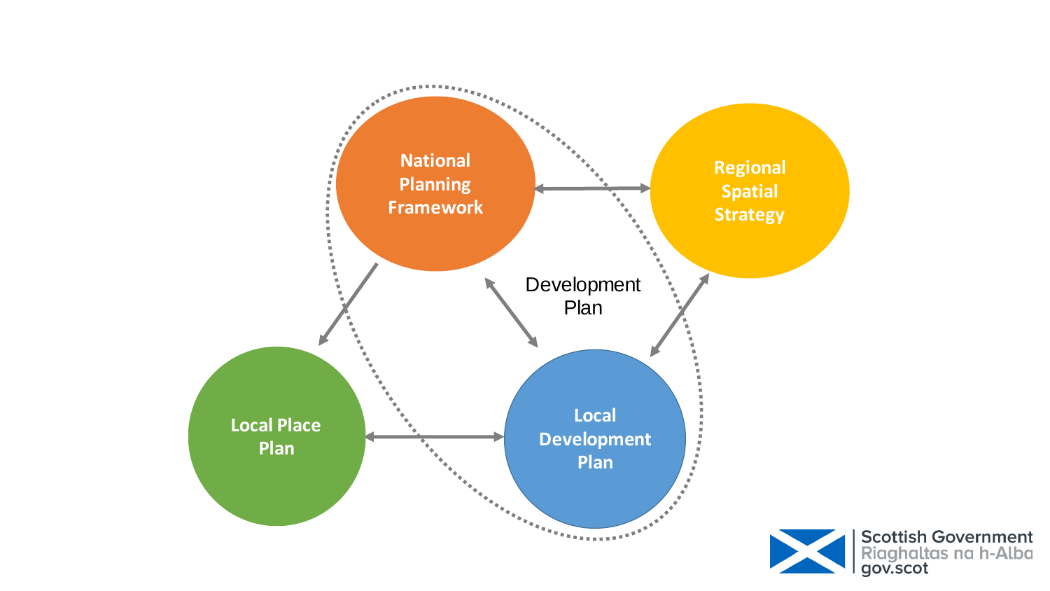National Planning Framework

Regional Spatial Strategy

Development Plan

Local Place Plan

Local Development Plan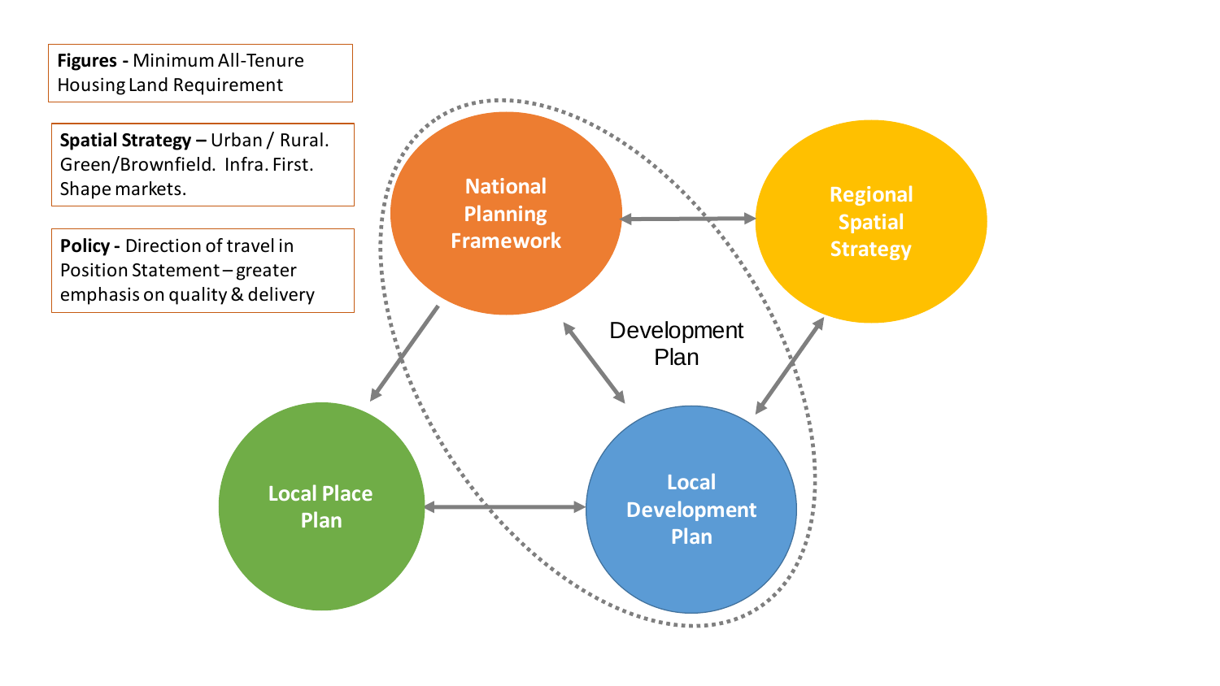**Figures -** Minimum All-Tenure Housing Land Requirement

**Spatial Strategy –** Urban / Rural. Green/Brownfield. Infra. First. Shape markets.

**Policy -** Direction of travel in Position Statement – greater emphasis on quality & delivery

National Planning Framework

Regional Spatial Strategy

Development Plan

Local Place Plan

Local Development Plan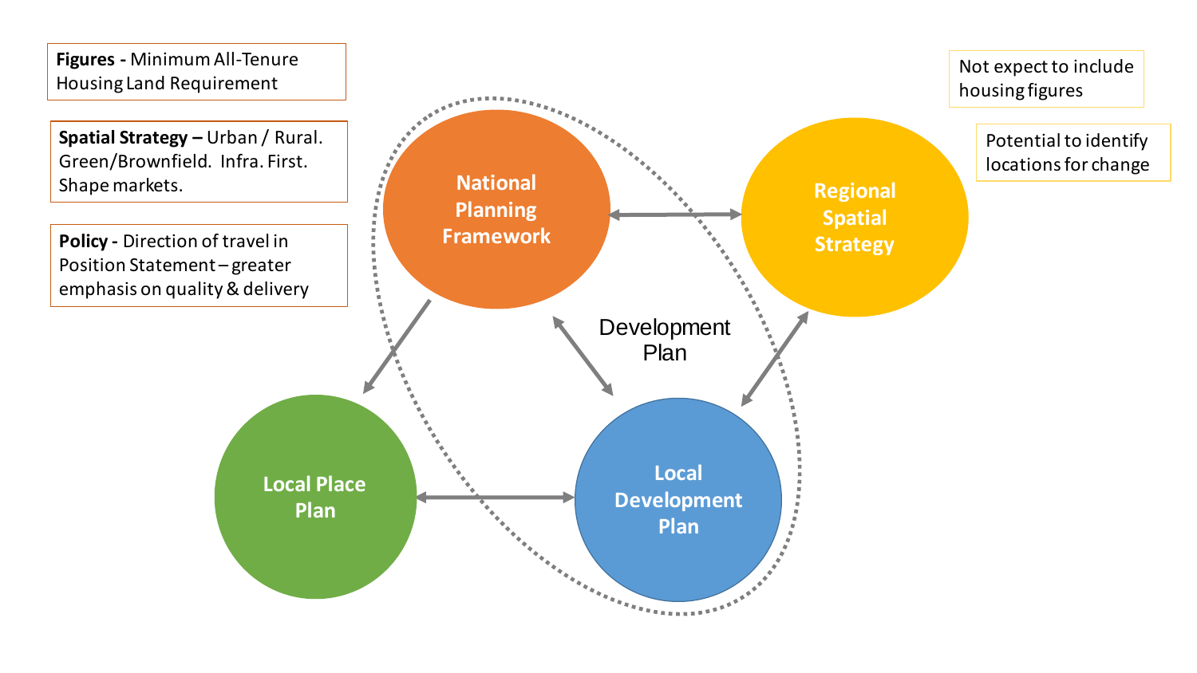**Figures -** Minimum All-Tenure Housing Land Requirement

**Spatial Strategy –** Urban / Rural. Green/Brownfield. Infra. First. Shape markets.

**Policy -** Direction of travel in Position Statement – greater emphasis on quality & delivery

Not expect to include housing figures

Potential to identify locations for change

National Planning Framework

Regional Spatial Strategy

Development Plan

Local Place Plan

Local Development Plan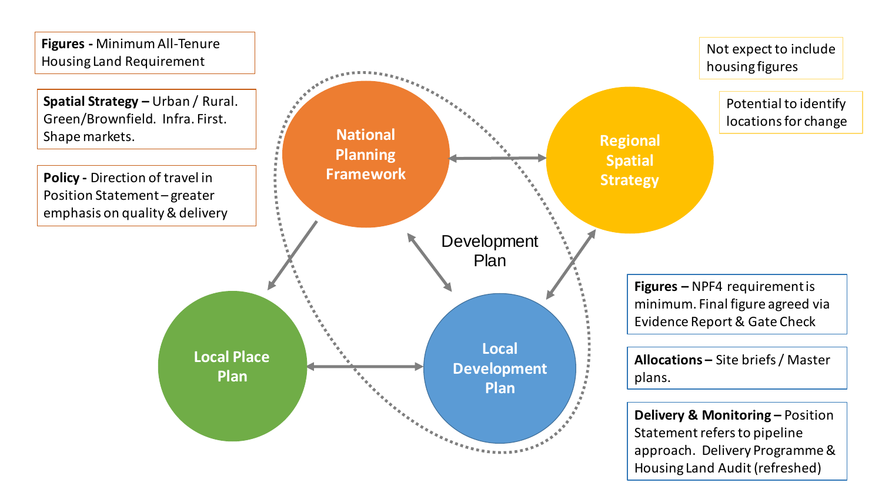**Figures -** Minimum All-Tenure Housing Land Requirement

**Spatial Strategy –** Urban / Rural. Green/Brownfield. Infra. First. Shape markets.

**Policy -** Direction of travel in Position Statement – greater emphasis on quality & delivery

Not expect to include housing figures

Potential to identify locations for change

National Planning Framework

Regional Spatial Strategy

Development Plan

Local Place Plan

Local Development Plan

**Figures –** NPF4 requirement is minimum. Final figure agreed via Evidence Report & Gate Check

**Allocations –** Site briefs / Master plans.

**Delivery & Monitoring –** Position Statement refers to pipeline approach. Delivery Programme & Housing Land Audit (refreshed)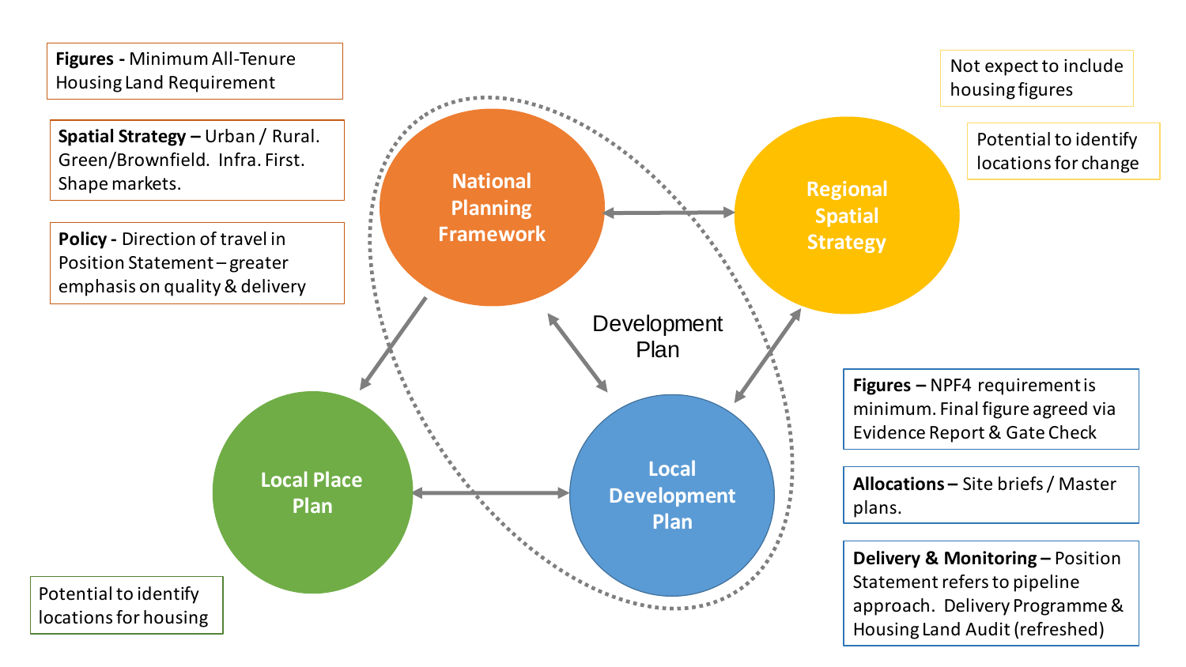**Figures -** Minimum All-Tenure Housing Land Requirement

**Spatial Strategy –** Urban / Rural. Green/Brownfield. Infra. First. Shape markets.

**Policy -** Direction of travel in Position Statement – greater emphasis on quality & delivery

Not expect to include housing figures

Potential to identify locations for change

National Planning Framework

Regional Spatial Strategy

Development Plan

Local Place Plan

Local Development Plan

Potential to identify locations for housing

**Figures –** NPF4 requirement is minimum. Final figure agreed via Evidence Report & Gate Check

**Allocations –** Site briefs / Master plans.

**Delivery & Monitoring –** Position Statement refers to pipeline approach. Delivery Programme & Housing Land Audit (refreshed)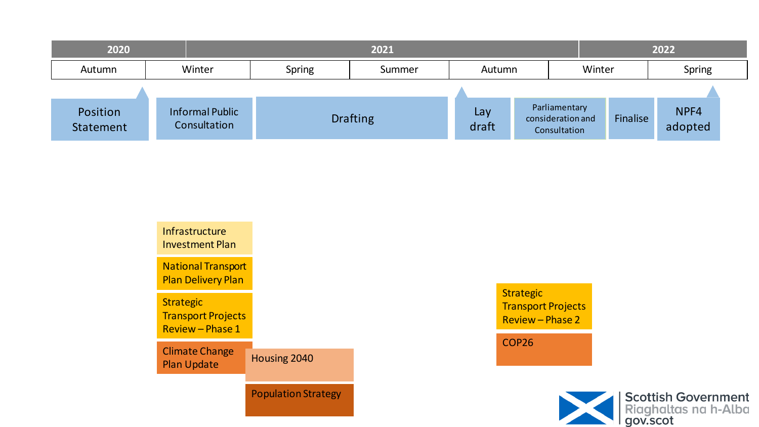| 2020 | 2021 | | | | | 2022 |
|---|---|---|---|---|---|---|
| Autumn | Winter | Spring | Summer | Autumn | Winter | Spring |

Position Statement

Informal Public Consultation

Drafting

Lay draft

Parliamentary consideration and Consultation

Finalise

NPF4 adopted

Infrastructure Investment Plan

National Transport Plan Delivery Plan

Strategic Transport Projects Review – Phase 1

Climate Change Plan Update

Housing 2040

Population Strategy

Strategic Transport Projects Review – Phase 2

COP26

Scottish Government
Riaghaltas na h-Alba
gov.scot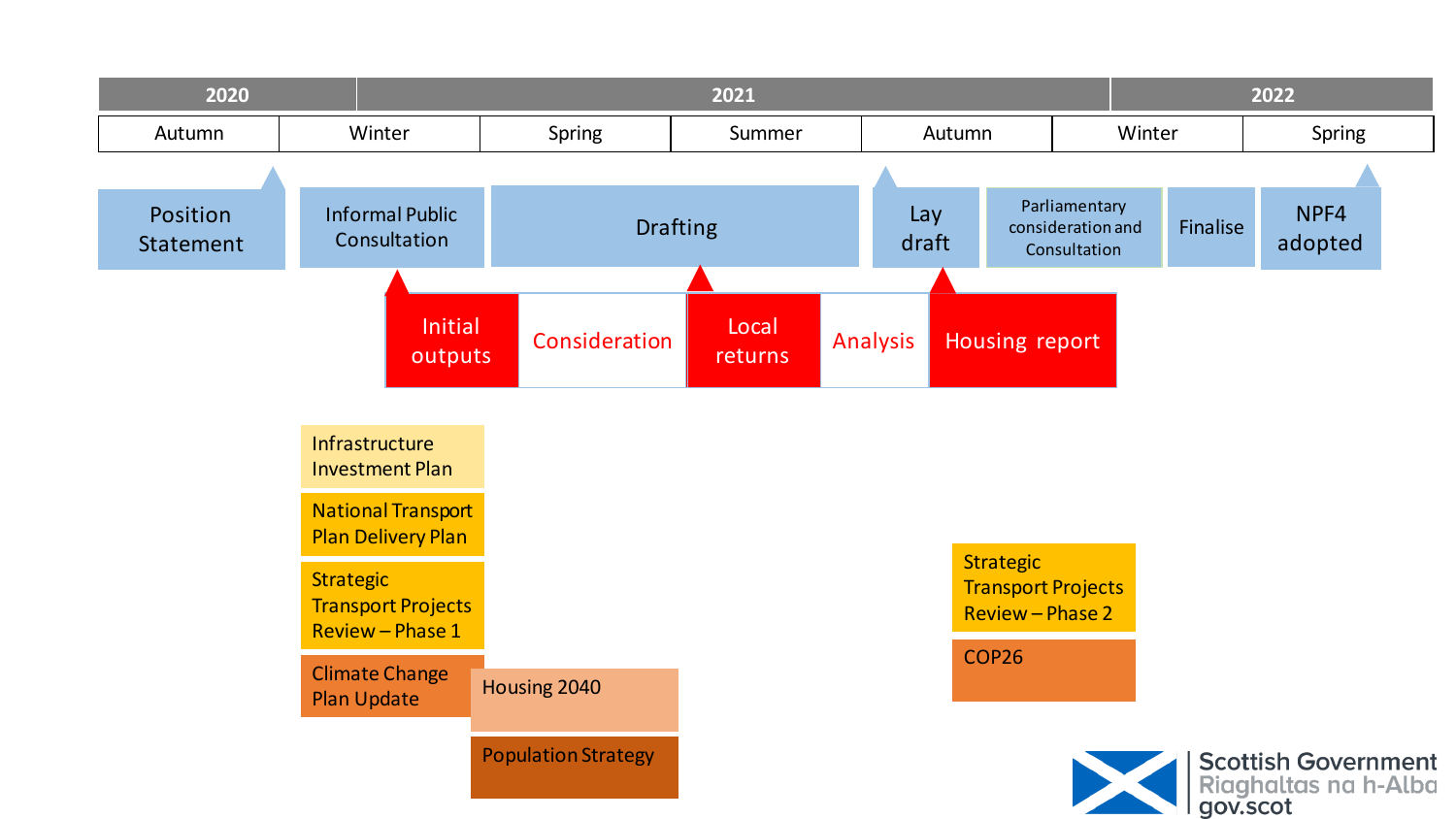| 2020 | 2021 | | | | | 2022 |
|---|---|---|---|---|---|---|
| Autumn | Winter | Spring | Summer | Autumn | Winter | Spring |

Position Statement

Informal Public Consultation

Drafting

Lay draft

Parliamentary consideration and Consultation

Finalise

NPF4 adopted

Initial outputs

Consideration

Local returns

Analysis

Housing report

Infrastructure Investment Plan

National Transport Plan Delivery Plan

Strategic Transport Projects Review – Phase 1

Climate Change Plan Update

Housing 2040

Population Strategy

Strategic Transport Projects Review – Phase 2

COP26

Scottish Government
Riaghaltas na h-Alba
gov.scot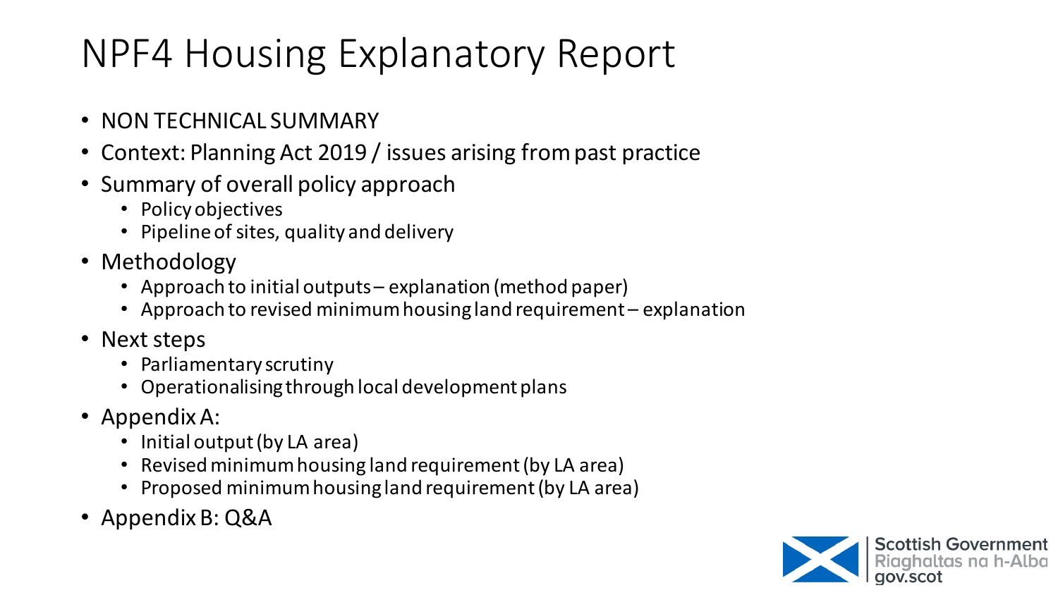# NPF4 Housing Explanatory Report

- NON TECHNICAL SUMMARY
- Context: Planning Act 2019 / issues arising from past practice
- Summary of overall policy approach
  - Policy objectives
  - Pipeline of sites, quality and delivery
- Methodology
  - Approach to initial outputs – explanation (method paper)
  - Approach to revised minimum housing land requirement – explanation
- Next steps
  - Parliamentary scrutiny
  - Operationalising through local development plans
- Appendix A:
  - Initial output (by LA area)
  - Revised minimum housing land requirement (by LA area)
  - Proposed minimum housing land requirement (by LA area)
- Appendix B: Q&A

Scottish Government
Riaghaltas na h-Alba
gov.scot